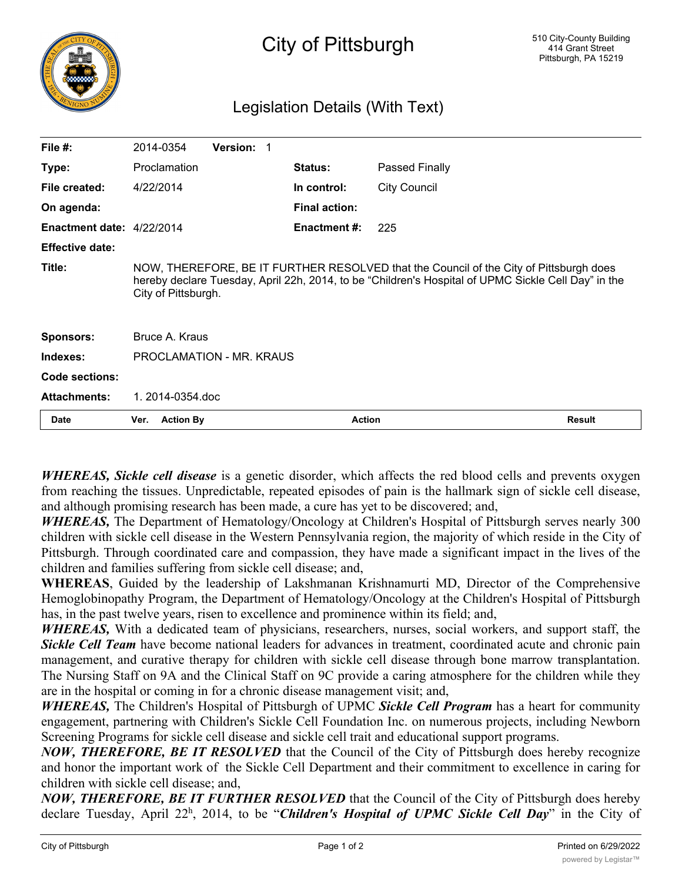# City of Pittsburgh

510 City-County Building
414 Grant Street
Pittsburgh, PA 15219

## Legislation Details (With Text)

| | | | |
|---|---|---|---|
| **File #:** | 2014-0354 **Version:** 1 | | |
| **Type:** | Proclamation | **Status:** | Passed Finally |
| **File created:** | 4/22/2014 | **In control:** | City Council |
| **On agenda:** | | **Final action:** | |
| **Enactment date:** | 4/22/2014 | **Enactment #:** | 225 |
| **Effective date:** | | | |

**Title:** NOW, THEREFORE, BE IT FURTHER RESOLVED that the Council of the City of Pittsburgh does hereby declare Tuesday, April 22h, 2014, to be "Children's Hospital of UPMC Sickle Cell Day" in the City of Pittsburgh.

**Sponsors:** Bruce A. Kraus

**Indexes:** PROCLAMATION - MR. KRAUS

**Code sections:**

**Attachments:** 1. 2014-0354.doc

| Date | Ver. | Action By | Action | Result |
|---|---|---|---|---|

***WHEREAS, Sickle cell disease*** is a genetic disorder, which affects the red blood cells and prevents oxygen from reaching the tissues. Unpredictable, repeated episodes of pain is the hallmark sign of sickle cell disease, and although promising research has been made, a cure has yet to be discovered; and,

***WHEREAS,*** The Department of Hematology/Oncology at Children's Hospital of Pittsburgh serves nearly 300 children with sickle cell disease in the Western Pennsylvania region, the majority of which reside in the City of Pittsburgh. Through coordinated care and compassion, they have made a significant impact in the lives of the children and families suffering from sickle cell disease; and,

**WHEREAS**, Guided by the leadership of Lakshmanan Krishnamurti MD, Director of the Comprehensive Hemoglobinopathy Program, the Department of Hematology/Oncology at the Children's Hospital of Pittsburgh has, in the past twelve years, risen to excellence and prominence within its field; and,

***WHEREAS,*** With a dedicated team of physicians, researchers, nurses, social workers, and support staff, the ***Sickle Cell Team*** have become national leaders for advances in treatment, coordinated acute and chronic pain management, and curative therapy for children with sickle cell disease through bone marrow transplantation. The Nursing Staff on 9A and the Clinical Staff on 9C provide a caring atmosphere for the children while they are in the hospital or coming in for a chronic disease management visit; and,

***WHEREAS,*** The Children's Hospital of Pittsburgh of UPMC ***Sickle Cell Program*** has a heart for community engagement, partnering with Children's Sickle Cell Foundation Inc. on numerous projects, including Newborn Screening Programs for sickle cell disease and sickle cell trait and educational support programs.

***NOW, THEREFORE, BE IT RESOLVED*** that the Council of the City of Pittsburgh does hereby recognize and honor the important work of the Sickle Cell Department and their commitment to excellence in caring for children with sickle cell disease; and,

***NOW, THEREFORE, BE IT FURTHER RESOLVED*** that the Council of the City of Pittsburgh does hereby declare Tuesday, April 22h, 2014, to be "***Children's Hospital of UPMC Sickle Cell Day***" in the City of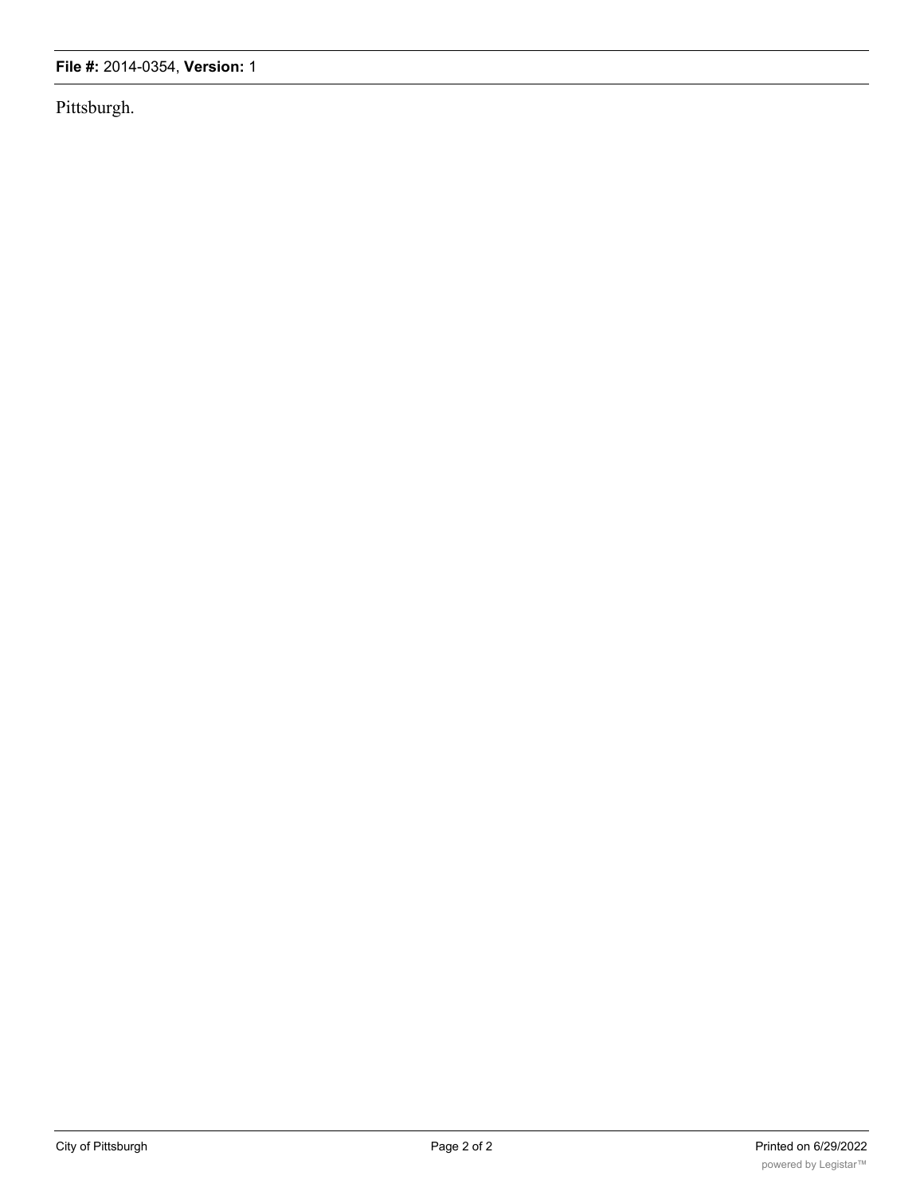Pittsburgh.